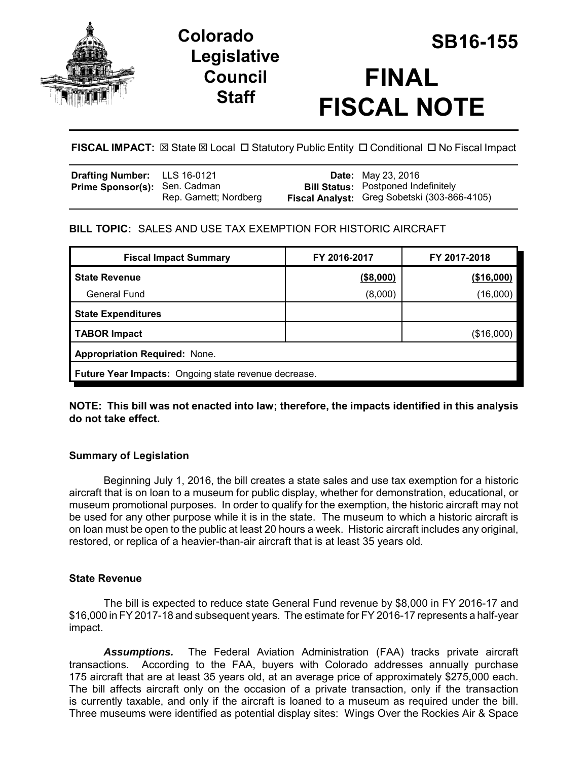# Colorado Legislative Council Staff

# SB16-155

# FINAL FISCAL NOTE

**FISCAL IMPACT:** ☒ State ☒ Local ☐ Statutory Public Entity ☐ Conditional ☐ No Fiscal Impact

| | | | |
|---|---|---|---|
| **Drafting Number:** | LLS 16-0121 | **Date:** | May 23, 2016 |
| **Prime Sponsor(s):** | Sen. Cadman<br>Rep. Garnett; Nordberg | **Bill Status:** | Postponed Indefinitely |
| | | **Fiscal Analyst:** | Greg Sobetski (303-866-4105) |

**BILL TOPIC:** SALES AND USE TAX EXEMPTION FOR HISTORIC AIRCRAFT

| Fiscal Impact Summary | FY 2016-2017 | FY 2017-2018 |
|---|---|---|
| **State Revenue** | **($8,000)** | **($16,000)** |
| General Fund | (8,000) | (16,000) |
| **State Expenditures** | | |
| **TABOR Impact** | | ($16,000) |
| **Appropriation Required:** None. | | |
| **Future Year Impacts:** Ongoing state revenue decrease. | | |

**NOTE: This bill was not enacted into law; therefore, the impacts identified in this analysis do not take effect.**

### Summary of Legislation

Beginning July 1, 2016, the bill creates a state sales and use tax exemption for a historic aircraft that is on loan to a museum for public display, whether for demonstration, educational, or museum promotional purposes. In order to qualify for the exemption, the historic aircraft may not be used for any other purpose while it is in the state. The museum to which a historic aircraft is on loan must be open to the public at least 20 hours a week. Historic aircraft includes any original, restored, or replica of a heavier-than-air aircraft that is at least 35 years old.

### State Revenue

The bill is expected to reduce state General Fund revenue by $8,000 in FY 2016-17 and $16,000 in FY 2017-18 and subsequent years. The estimate for FY 2016-17 represents a half-year impact.

***Assumptions.*** The Federal Aviation Administration (FAA) tracks private aircraft transactions. According to the FAA, buyers with Colorado addresses annually purchase 175 aircraft that are at least 35 years old, at an average price of approximately $275,000 each. The bill affects aircraft only on the occasion of a private transaction, only if the transaction is currently taxable, and only if the aircraft is loaned to a museum as required under the bill. Three museums were identified as potential display sites: Wings Over the Rockies Air & Space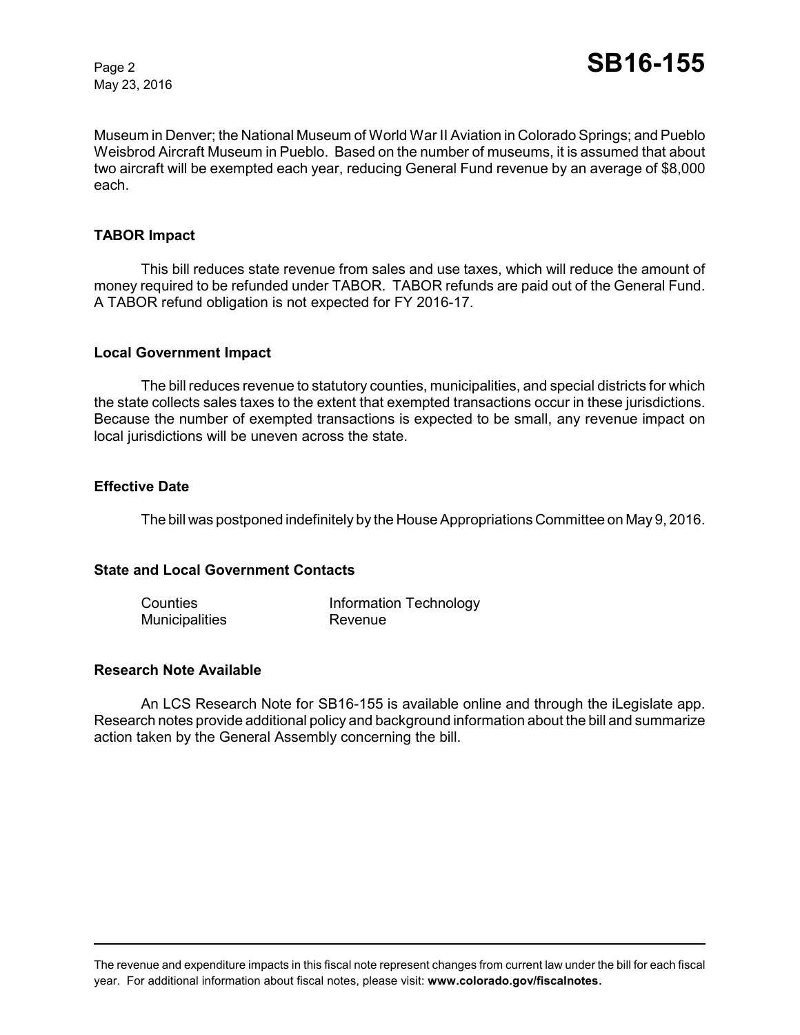Museum in Denver; the National Museum of World War II Aviation in Colorado Springs; and Pueblo Weisbrod Aircraft Museum in Pueblo. Based on the number of museums, it is assumed that about two aircraft will be exempted each year, reducing General Fund revenue by an average of $8,000 each.

### TABOR Impact

This bill reduces state revenue from sales and use taxes, which will reduce the amount of money required to be refunded under TABOR. TABOR refunds are paid out of the General Fund. A TABOR refund obligation is not expected for FY 2016-17.

### Local Government Impact

The bill reduces revenue to statutory counties, municipalities, and special districts for which the state collects sales taxes to the extent that exempted transactions occur in these jurisdictions. Because the number of exempted transactions is expected to be small, any revenue impact on local jurisdictions will be uneven across the state.

### Effective Date

The bill was postponed indefinitely by the House Appropriations Committee on May 9, 2016.

### State and Local Government Contacts

| | |
|---|---|
| Counties | Information Technology |
| Municipalities | Revenue |

### Research Note Available

An LCS Research Note for SB16-155 is available online and through the iLegislate app. Research notes provide additional policy and background information about the bill and summarize action taken by the General Assembly concerning the bill.

The revenue and expenditure impacts in this fiscal note represent changes from current law under the bill for each fiscal year. For additional information about fiscal notes, please visit: **www.colorado.gov/fiscalnotes.**